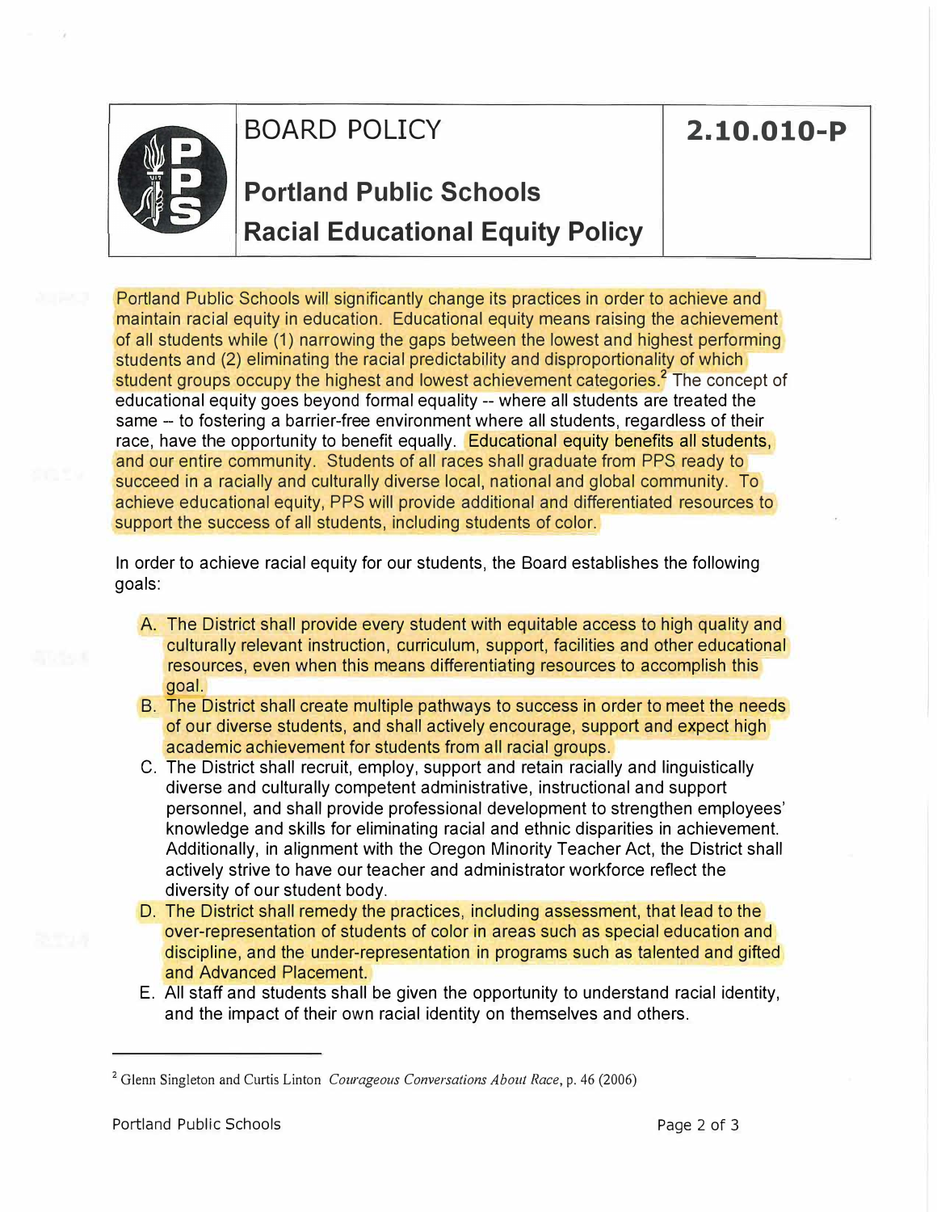# BOARD POLICY

## 2.10.010-P

## Portland Public Schools Racial Educational Equity Policy

Portland Public Schools will significantly change its practices in order to achieve and maintain racial equity in education. Educational equity means raising the achievement of all students while (1) narrowing the gaps between the lowest and highest performing students and (2) eliminating the racial predictability and disproportionality of which student groups occupy the highest and lowest achievement categories.[2] The concept of educational equity goes beyond formal equality -- where all students are treated the same -- to fostering a barrier-free environment where all students, regardless of their race, have the opportunity to benefit equally. Educational equity benefits all students, and our entire community. Students of all races shall graduate from PPS ready to succeed in a racially and culturally diverse local, national and global community. To achieve educational equity, PPS will provide additional and differentiated resources to support the success of all students, including students of color.

In order to achieve racial equity for our students, the Board establishes the following goals:

A. The District shall provide every student with equitable access to high quality and culturally relevant instruction, curriculum, support, facilities and other educational resources, even when this means differentiating resources to accomplish this goal.
B. The District shall create multiple pathways to success in order to meet the needs of our diverse students, and shall actively encourage, support and expect high academic achievement for students from all racial groups.
C. The District shall recruit, employ, support and retain racially and linguistically diverse and culturally competent administrative, instructional and support personnel, and shall provide professional development to strengthen employees' knowledge and skills for eliminating racial and ethnic disparities in achievement. Additionally, in alignment with the Oregon Minority Teacher Act, the District shall actively strive to have our teacher and administrator workforce reflect the diversity of our student body.
D. The District shall remedy the practices, including assessment, that lead to the over-representation of students of color in areas such as special education and discipline, and the under-representation in programs such as talented and gifted and Advanced Placement.
E. All staff and students shall be given the opportunity to understand racial identity, and the impact of their own racial identity on themselves and others.

---

[2] Glenn Singleton and Curtis Linton *Courageous Conversations About Race*, p. 46 (2006)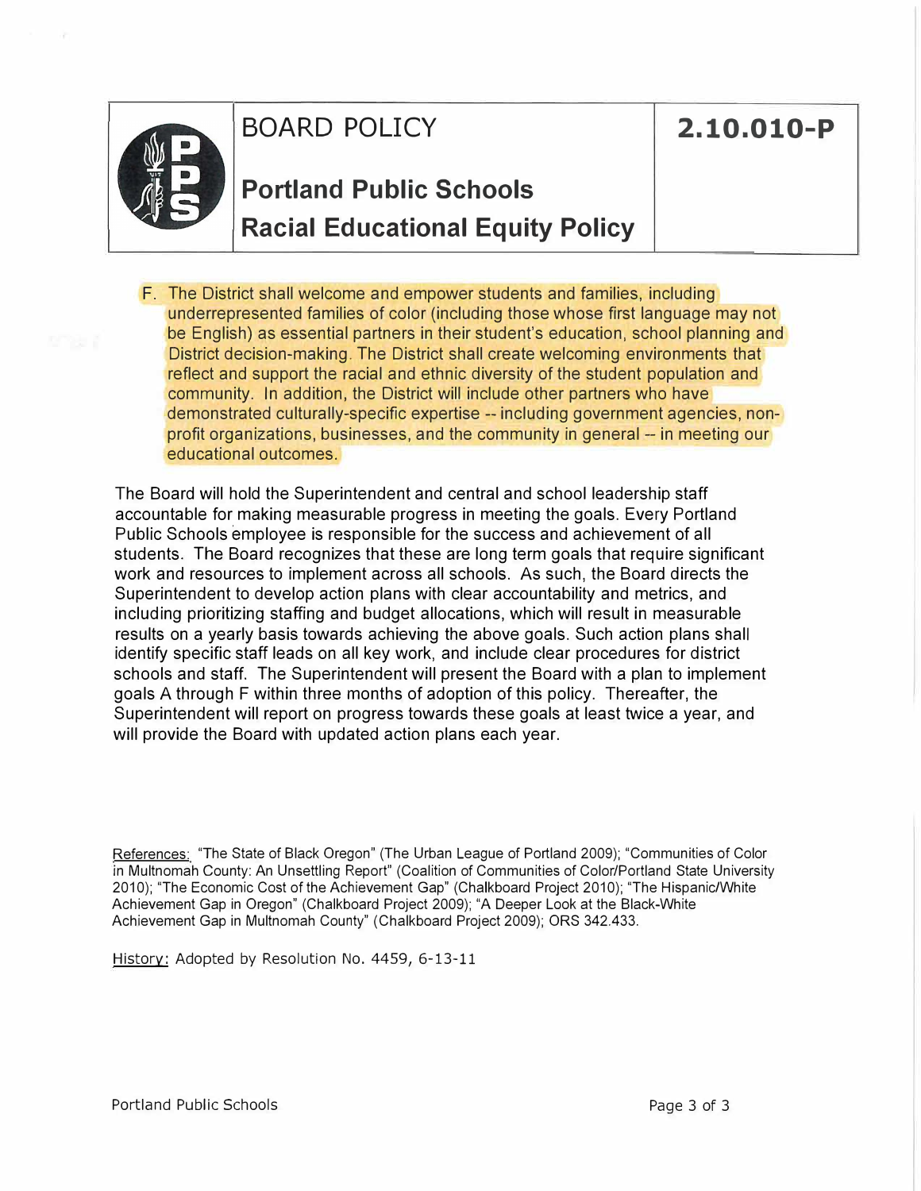F. The District shall welcome and empower students and families, including underrepresented families of color (including those whose first language may not be English) as essential partners in their student's education, school planning and District decision-making. The District shall create welcoming environments that reflect and support the racial and ethnic diversity of the student population and community. In addition, the District will include other partners who have demonstrated culturally-specific expertise -- including government agencies, non-profit organizations, businesses, and the community in general -- in meeting our educational outcomes.

The Board will hold the Superintendent and central and school leadership staff accountable for making measurable progress in meeting the goals. Every Portland Public Schools employee is responsible for the success and achievement of all students. The Board recognizes that these are long term goals that require significant work and resources to implement across all schools. As such, the Board directs the Superintendent to develop action plans with clear accountability and metrics, and including prioritizing staffing and budget allocations, which will result in measurable results on a yearly basis towards achieving the above goals. Such action plans shall identify specific staff leads on all key work, and include clear procedures for district schools and staff. The Superintendent will present the Board with a plan to implement goals A through F within three months of adoption of this policy. Thereafter, the Superintendent will report on progress towards these goals at least twice a year, and will provide the Board with updated action plans each year.

References: "The State of Black Oregon" (The Urban League of Portland 2009); "Communities of Color in Multnomah County: An Unsettling Report" (Coalition of Communities of Color/Portland State University 2010); "The Economic Cost of the Achievement Gap" (Chalkboard Project 2010); "The Hispanic/White Achievement Gap in Oregon" (Chalkboard Project 2009); "A Deeper Look at the Black-White Achievement Gap in Multnomah County" (Chalkboard Project 2009); ORS 342.433.

History: Adopted by Resolution No. 4459, 6-13-11